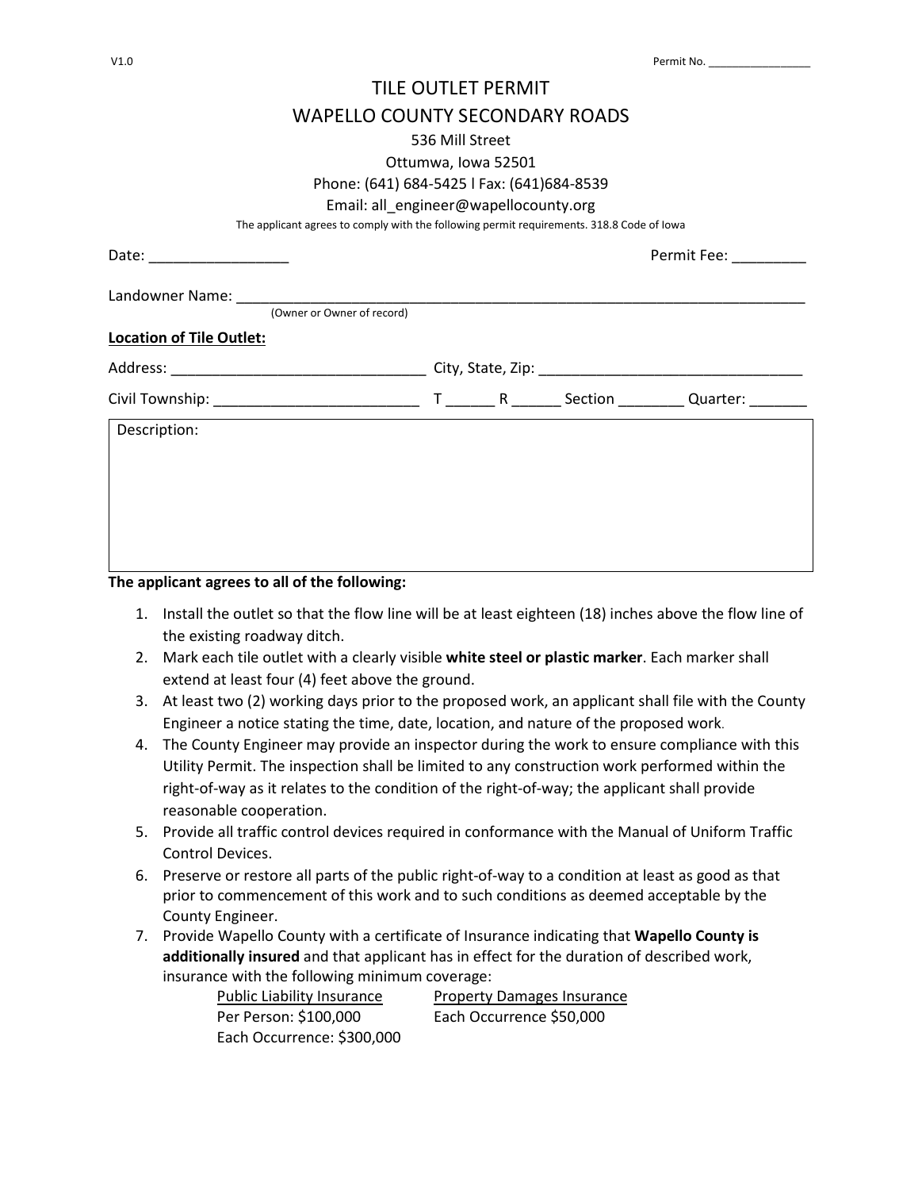V1.0 Permit No. ________________

# TILE OUTLET PERMIT

## WAPELLO COUNTY SECONDARY ROADS

536 Mill Street

Ottumwa, Iowa 52501

Phone: (641) 684-5425 l Fax: (641)684-8539

Email: all_engineer@wapellocounty.org

The applicant agrees to comply with the following permit requirements. 318.8 Code of Iowa

Date: _________________ Permit Fee: _________

Landowner Name: ___________________________________________________________________________
(Owner or Owner of record)

**Location of Tile Outlet:**

Address: _______________________________ City, State, Zip: ________________________________

Civil Township: _________________________ T ______ R ______ Section ________ Quarter: _______

Description:

**The applicant agrees to all of the following:**

1. Install the outlet so that the flow line will be at least eighteen (18) inches above the flow line of the existing roadway ditch.
2. Mark each tile outlet with a clearly visible **white steel or plastic marker**. Each marker shall extend at least four (4) feet above the ground.
3. At least two (2) working days prior to the proposed work, an applicant shall file with the County Engineer a notice stating the time, date, location, and nature of the proposed work.
4. The County Engineer may provide an inspector during the work to ensure compliance with this Utility Permit. The inspection shall be limited to any construction work performed within the right-of-way as it relates to the condition of the right-of-way; the applicant shall provide reasonable cooperation.
5. Provide all traffic control devices required in conformance with the Manual of Uniform Traffic Control Devices.
6. Preserve or restore all parts of the public right-of-way to a condition at least as good as that prior to commencement of this work and to such conditions as deemed acceptable by the County Engineer.
7. Provide Wapello County with a certificate of Insurance indicating that **Wapello County is additionally insured** and that applicant has in effect for the duration of described work, insurance with the following minimum coverage:

| Public Liability Insurance | Property Damages Insurance |
|---|---|
| Per Person: $100,000 | Each Occurrence $50,000 |
| Each Occurrence: $300,000 | |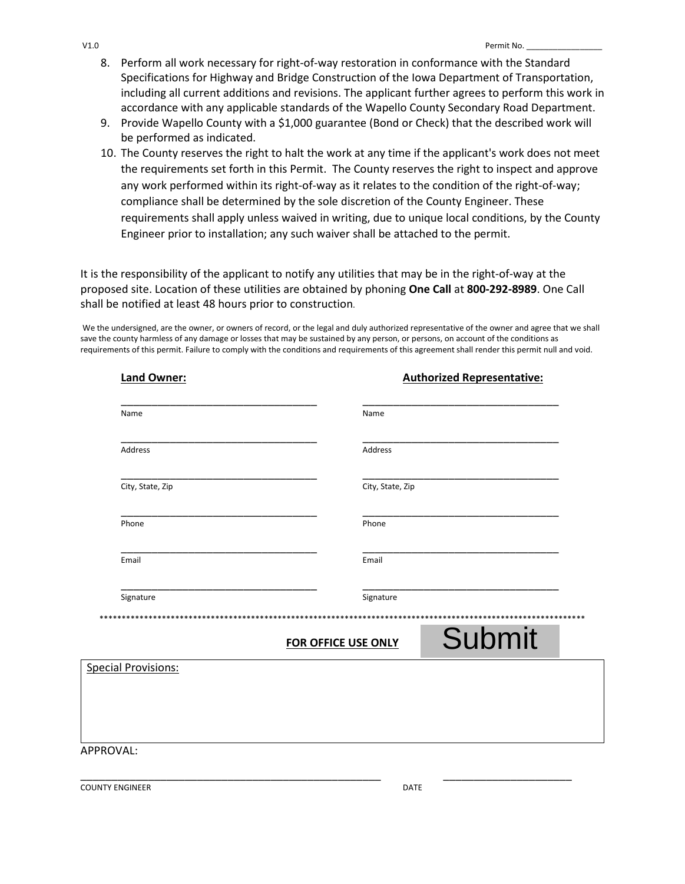Permit No. ________________

8. Perform all work necessary for right-of-way restoration in conformance with the Standard Specifications for Highway and Bridge Construction of the Iowa Department of Transportation, including all current additions and revisions. The applicant further agrees to perform this work in accordance with any applicable standards of the Wapello County Secondary Road Department.
9. Provide Wapello County with a $1,000 guarantee (Bond or Check) that the described work will be performed as indicated.
10. The County reserves the right to halt the work at any time if the applicant's work does not meet the requirements set forth in this Permit. The County reserves the right to inspect and approve any work performed within its right-of-way as it relates to the condition of the right-of-way; compliance shall be determined by the sole discretion of the County Engineer. These requirements shall apply unless waived in writing, due to unique local conditions, by the County Engineer prior to installation; any such waiver shall be attached to the permit.

It is the responsibility of the applicant to notify any utilities that may be in the right-of-way at the proposed site. Location of these utilities are obtained by phoning **One Call** at **800-292-8989**. One Call shall be notified at least 48 hours prior to construction.

We the undersigned, are the owner, or owners of record, or the legal and duly authorized representative of the owner and agree that we shall save the county harmless of any damage or losses that may be sustained by any person, or persons, on account of the conditions as requirements of this permit. Failure to comply with the conditions and requirements of this agreement shall render this permit null and void.

| **Land Owner:** | **Authorized Representative:** |
|---|---|
| ______________________ Name | ______________________ Name |
| ______________________ Address | ______________________ Address |
| ______________________ City, State, Zip | ______________________ City, State, Zip |
| ______________________ Phone | ______________________ Phone |
| ______________________ Email | ______________________ Email |
| ______________________ Signature | ______________________ Signature |

**************************************************************************************************************

**FOR OFFICE USE ONLY**

Submit

Special Provisions:

APPROVAL:

______________________________________ ______________________

COUNTY ENGINEER DATE